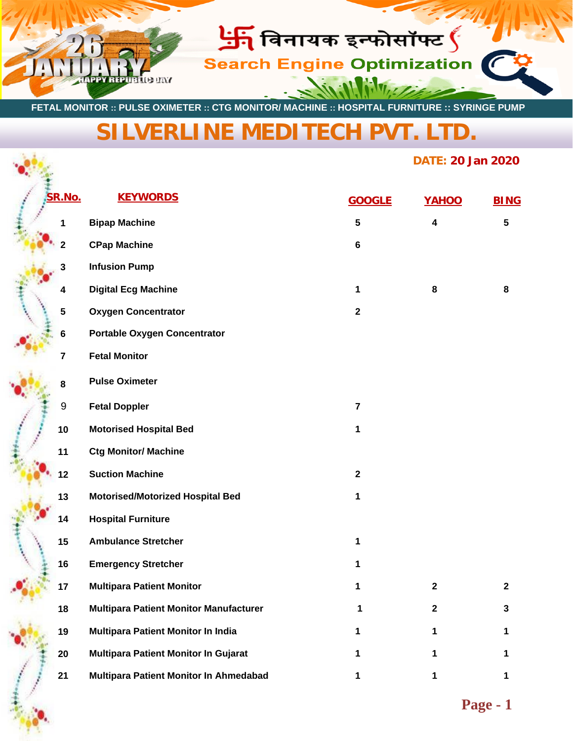26 JANUARY HAPPY REPUBLIC DAY

विनायक इन्फोसॉफ्ट

Search Engine Optimization

FETAL MONITOR :: PULSE OXIMETER :: CTG MONITOR/ MACHINE :: HOSPITAL FURNITURE :: SYRINGE PUMP

# SILVERLINE MEDITECH PVT. LTD.

**DATE: 20 Jan 2020**

| SR.No. | KEYWORDS | GOOGLE | YAHOO | BING |
|---|---|---|---|---|
| 1 | Bipap Machine | 5 | 4 | 5 |
| 2 | CPap Machine | 6 | | |
| 3 | Infusion Pump | | | |
| 4 | Digital Ecg Machine | 1 | 8 | 8 |
| 5 | Oxygen Concentrator | 2 | | |
| 6 | Portable Oxygen Concentrator | | | |
| 7 | Fetal Monitor | | | |
| 8 | Pulse Oximeter | | | |
| 9 | Fetal Doppler | 7 | | |
| 10 | Motorised Hospital Bed | 1 | | |
| 11 | Ctg Monitor/ Machine | | | |
| 12 | Suction Machine | 2 | | |
| 13 | Motorised/Motorized Hospital Bed | 1 | | |
| 14 | Hospital Furniture | | | |
| 15 | Ambulance Stretcher | 1 | | |
| 16 | Emergency Stretcher | 1 | | |
| 17 | Multipara Patient Monitor | 1 | 2 | 2 |
| 18 | Multipara Patient Monitor Manufacturer | 1 | 2 | 3 |
| 19 | Multipara Patient Monitor In India | 1 | 1 | 1 |
| 20 | Multipara Patient Monitor In Gujarat | 1 | 1 | 1 |
| 21 | Multipara Patient Monitor In Ahmedabad | 1 | 1 | 1 |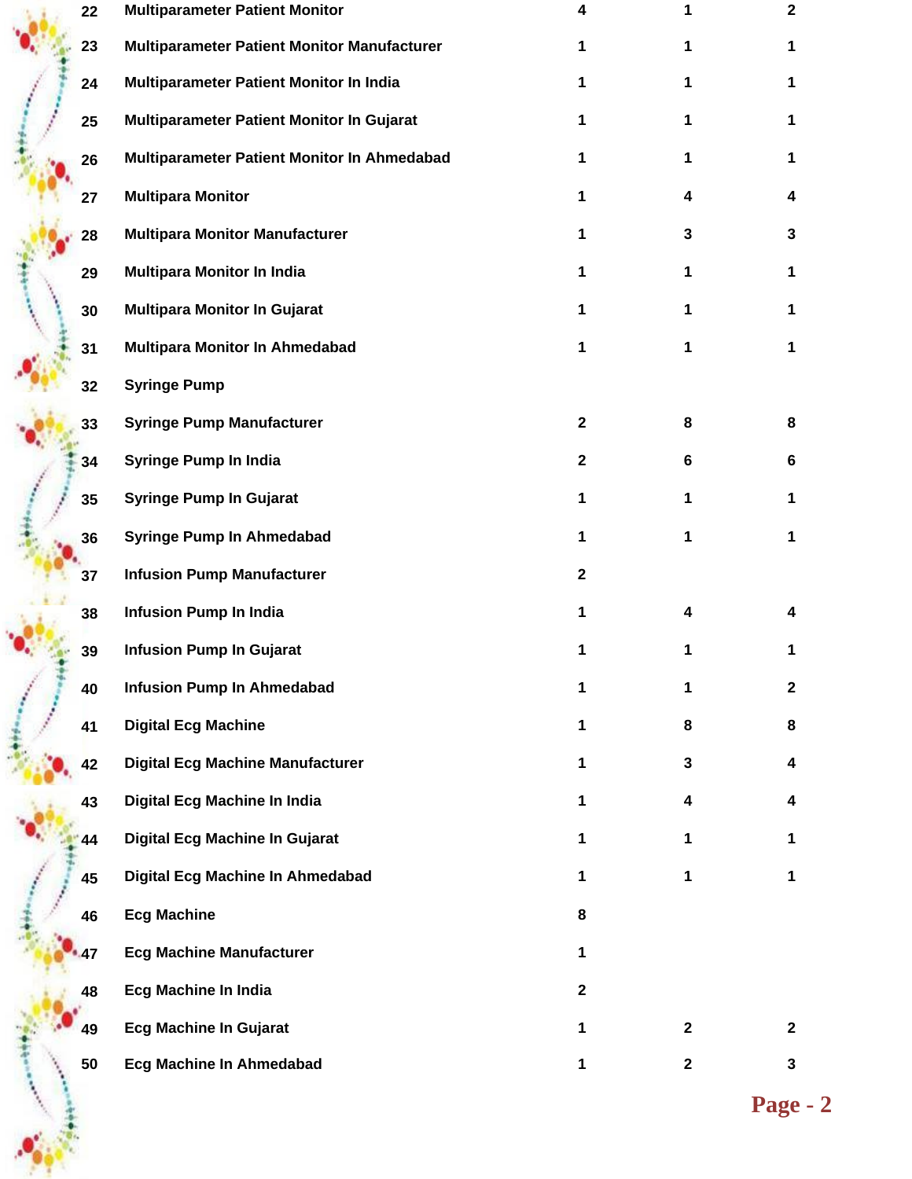| | | | | |
|---|---|---|---|---|
| 22 | Multiparameter Patient Monitor | 4 | 1 | 2 |
| 23 | Multiparameter Patient Monitor Manufacturer | 1 | 1 | 1 |
| 24 | Multiparameter Patient Monitor In India | 1 | 1 | 1 |
| 25 | Multiparameter Patient Monitor In Gujarat | 1 | 1 | 1 |
| 26 | Multiparameter Patient Monitor In Ahmedabad | 1 | 1 | 1 |
| 27 | Multipara Monitor | 1 | 4 | 4 |
| 28 | Multipara Monitor Manufacturer | 1 | 3 | 3 |
| 29 | Multipara Monitor In India | 1 | 1 | 1 |
| 30 | Multipara Monitor In Gujarat | 1 | 1 | 1 |
| 31 | Multipara Monitor In Ahmedabad | 1 | 1 | 1 |
| 32 | Syringe Pump | | | |
| 33 | Syringe Pump Manufacturer | 2 | 8 | 8 |
| 34 | Syringe Pump In India | 2 | 6 | 6 |
| 35 | Syringe Pump In Gujarat | 1 | 1 | 1 |
| 36 | Syringe Pump In Ahmedabad | 1 | 1 | 1 |
| 37 | Infusion Pump Manufacturer | 2 | | |
| 38 | Infusion Pump In India | 1 | 4 | 4 |
| 39 | Infusion Pump In Gujarat | 1 | 1 | 1 |
| 40 | Infusion Pump In Ahmedabad | 1 | 1 | 2 |
| 41 | Digital Ecg Machine | 1 | 8 | 8 |
| 42 | Digital Ecg Machine Manufacturer | 1 | 3 | 4 |
| 43 | Digital Ecg Machine In India | 1 | 4 | 4 |
| 44 | Digital Ecg Machine In Gujarat | 1 | 1 | 1 |
| 45 | Digital Ecg Machine In Ahmedabad | 1 | 1 | 1 |
| 46 | Ecg Machine | 8 | | |
| 47 | Ecg Machine Manufacturer | 1 | | |
| 48 | Ecg Machine In India | 2 | | |
| 49 | Ecg Machine In Gujarat | 1 | 2 | 2 |
| 50 | Ecg Machine In Ahmedabad | 1 | 2 | 3 |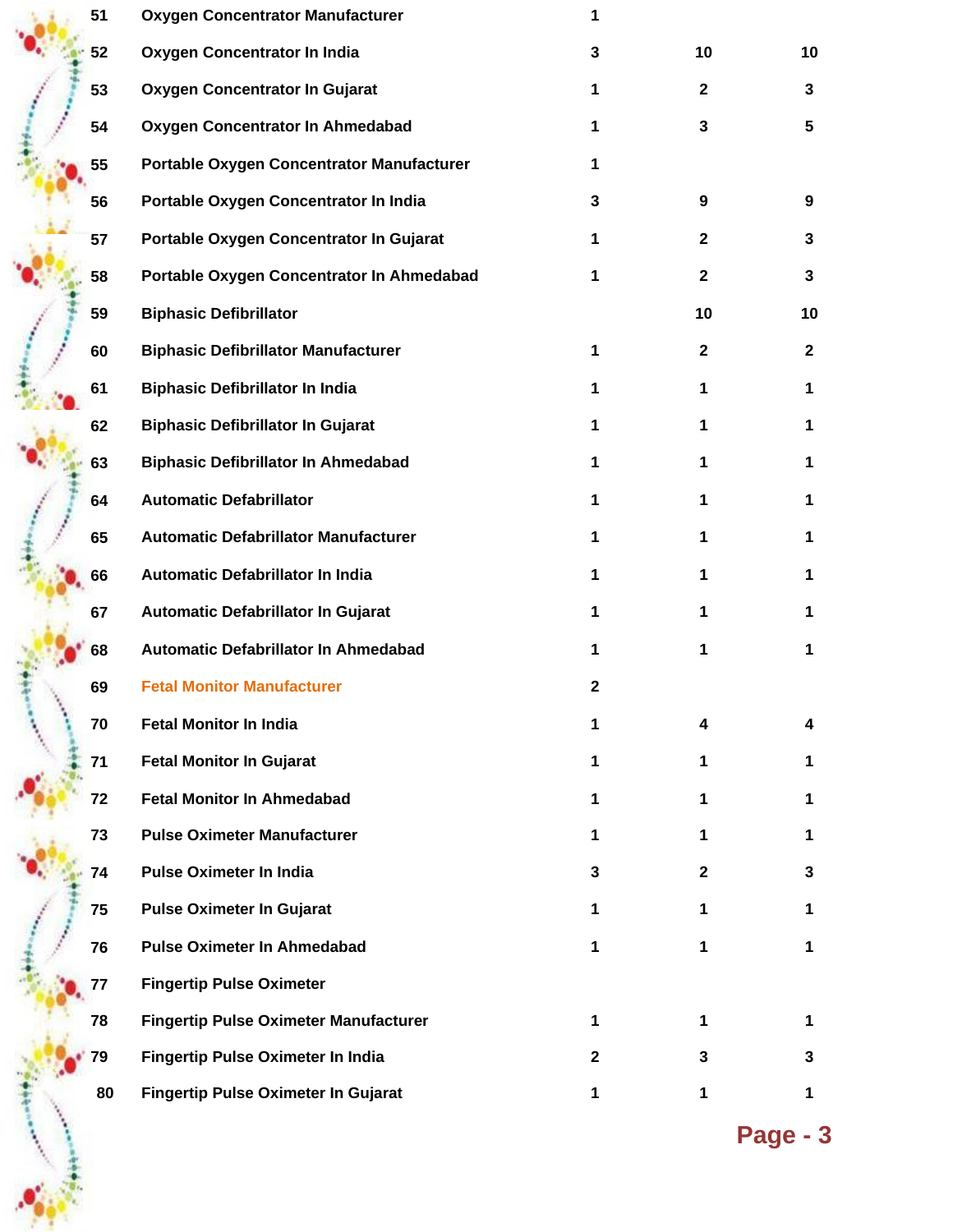| | | | | |
|---|---|---|---|---|
| 51 | Oxygen Concentrator Manufacturer | 1 | | |
| 52 | Oxygen Concentrator In India | 3 | 10 | 10 |
| 53 | Oxygen Concentrator In Gujarat | 1 | 2 | 3 |
| 54 | Oxygen Concentrator In Ahmedabad | 1 | 3 | 5 |
| 55 | Portable Oxygen Concentrator Manufacturer | 1 | | |
| 56 | Portable Oxygen Concentrator In India | 3 | 9 | 9 |
| 57 | Portable Oxygen Concentrator In Gujarat | 1 | 2 | 3 |
| 58 | Portable Oxygen Concentrator In Ahmedabad | 1 | 2 | 3 |
| 59 | Biphasic Defibrillator | | 10 | 10 |
| 60 | Biphasic Defibrillator Manufacturer | 1 | 2 | 2 |
| 61 | Biphasic Defibrillator In India | 1 | 1 | 1 |
| 62 | Biphasic Defibrillator In Gujarat | 1 | 1 | 1 |
| 63 | Biphasic Defibrillator In Ahmedabad | 1 | 1 | 1 |
| 64 | Automatic Defabrillator | 1 | 1 | 1 |
| 65 | Automatic Defabrillator Manufacturer | 1 | 1 | 1 |
| 66 | Automatic Defabrillator In India | 1 | 1 | 1 |
| 67 | Automatic Defabrillator In Gujarat | 1 | 1 | 1 |
| 68 | Automatic Defabrillator In Ahmedabad | 1 | 1 | 1 |
| 69 | Fetal Monitor Manufacturer | 2 | | |
| 70 | Fetal Monitor In India | 1 | 4 | 4 |
| 71 | Fetal Monitor In Gujarat | 1 | 1 | 1 |
| 72 | Fetal Monitor In Ahmedabad | 1 | 1 | 1 |
| 73 | Pulse Oximeter Manufacturer | 1 | 1 | 1 |
| 74 | Pulse Oximeter In India | 3 | 2 | 3 |
| 75 | Pulse Oximeter In Gujarat | 1 | 1 | 1 |
| 76 | Pulse Oximeter In Ahmedabad | 1 | 1 | 1 |
| 77 | Fingertip Pulse Oximeter | | | |
| 78 | Fingertip Pulse Oximeter Manufacturer | 1 | 1 | 1 |
| 79 | Fingertip Pulse Oximeter In India | 2 | 3 | 3 |
| 80 | Fingertip Pulse Oximeter In Gujarat | 1 | 1 | 1 |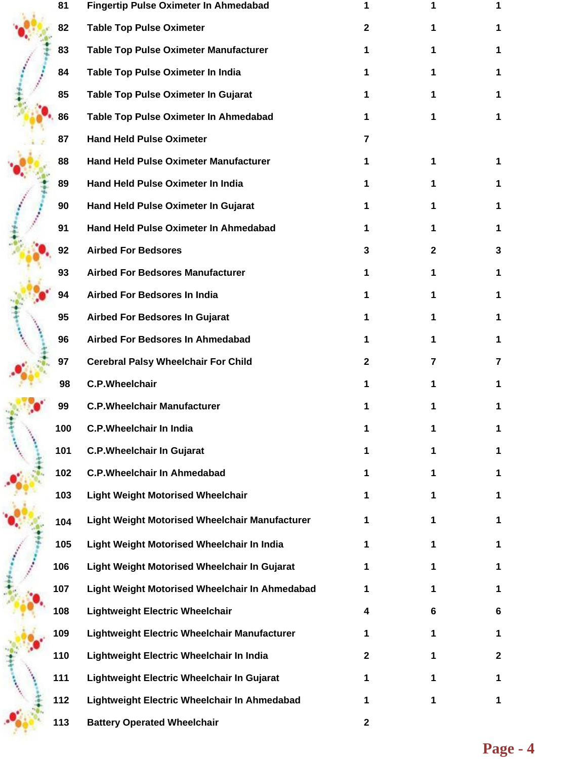| | | | | |
|---|---|---|---|---|
| 81 | Fingertip Pulse Oximeter In Ahmedabad | 1 | 1 | 1 |
| 82 | Table Top Pulse Oximeter | 2 | 1 | 1 |
| 83 | Table Top Pulse Oximeter Manufacturer | 1 | 1 | 1 |
| 84 | Table Top Pulse Oximeter In India | 1 | 1 | 1 |
| 85 | Table Top Pulse Oximeter In Gujarat | 1 | 1 | 1 |
| 86 | Table Top Pulse Oximeter In Ahmedabad | 1 | 1 | 1 |
| 87 | Hand Held Pulse Oximeter | 7 | | |
| 88 | Hand Held Pulse Oximeter Manufacturer | 1 | 1 | 1 |
| 89 | Hand Held Pulse Oximeter In India | 1 | 1 | 1 |
| 90 | Hand Held Pulse Oximeter In Gujarat | 1 | 1 | 1 |
| 91 | Hand Held Pulse Oximeter In Ahmedabad | 1 | 1 | 1 |
| 92 | Airbed For Bedsores | 3 | 2 | 3 |
| 93 | Airbed For Bedsores Manufacturer | 1 | 1 | 1 |
| 94 | Airbed For Bedsores In India | 1 | 1 | 1 |
| 95 | Airbed For Bedsores In Gujarat | 1 | 1 | 1 |
| 96 | Airbed For Bedsores In Ahmedabad | 1 | 1 | 1 |
| 97 | Cerebral Palsy Wheelchair For Child | 2 | 7 | 7 |
| 98 | C.P.Wheelchair | 1 | 1 | 1 |
| 99 | C.P.Wheelchair Manufacturer | 1 | 1 | 1 |
| 100 | C.P.Wheelchair In India | 1 | 1 | 1 |
| 101 | C.P.Wheelchair In Gujarat | 1 | 1 | 1 |
| 102 | C.P.Wheelchair In Ahmedabad | 1 | 1 | 1 |
| 103 | Light Weight Motorised Wheelchair | 1 | 1 | 1 |
| 104 | Light Weight Motorised Wheelchair Manufacturer | 1 | 1 | 1 |
| 105 | Light Weight Motorised Wheelchair In India | 1 | 1 | 1 |
| 106 | Light Weight Motorised Wheelchair In Gujarat | 1 | 1 | 1 |
| 107 | Light Weight Motorised Wheelchair In Ahmedabad | 1 | 1 | 1 |
| 108 | Lightweight Electric Wheelchair | 4 | 6 | 6 |
| 109 | Lightweight Electric Wheelchair Manufacturer | 1 | 1 | 1 |
| 110 | Lightweight Electric Wheelchair In India | 2 | 1 | 2 |
| 111 | Lightweight Electric Wheelchair In Gujarat | 1 | 1 | 1 |
| 112 | Lightweight Electric Wheelchair In Ahmedabad | 1 | 1 | 1 |
| 113 | Battery Operated Wheelchair | 2 | | |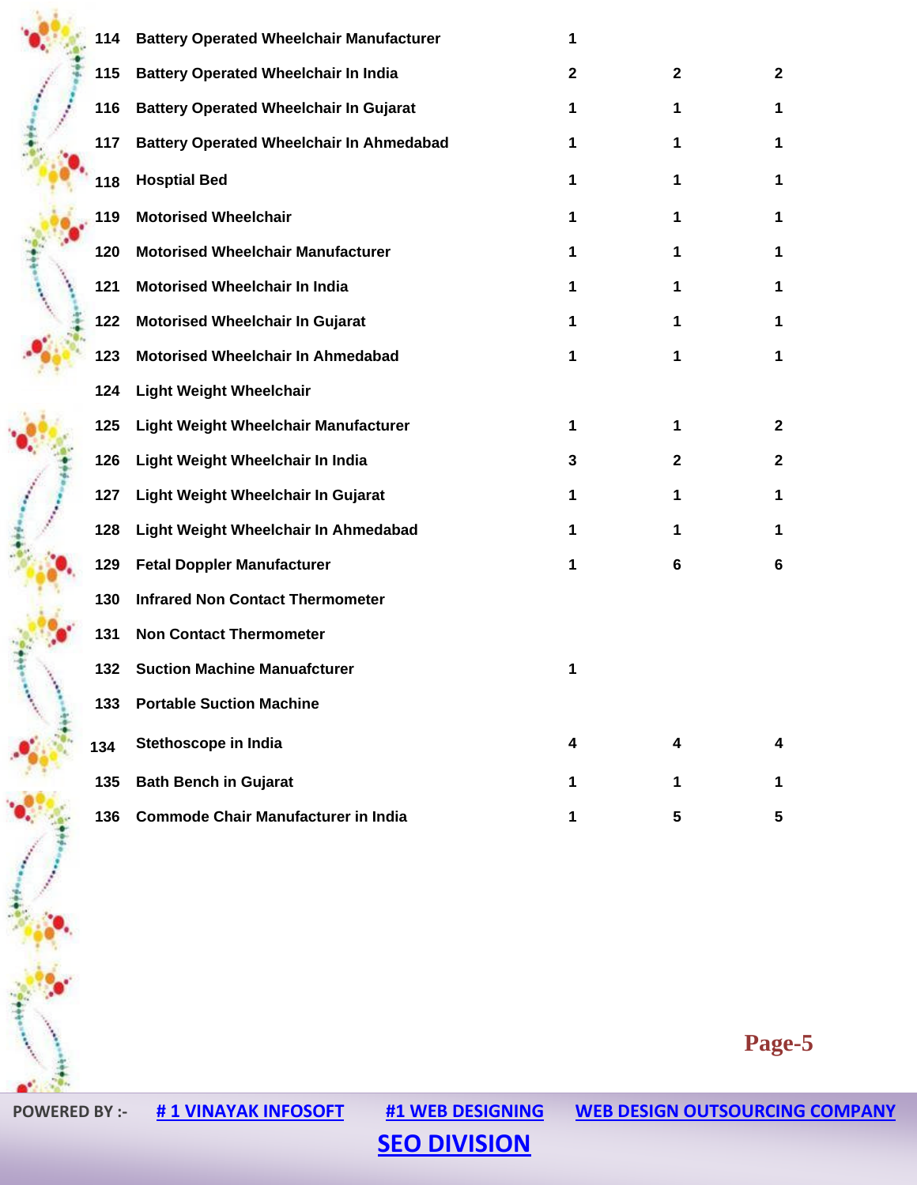| | | | | |
|---|---|---|---|---|
| 114 | Battery Operated Wheelchair Manufacturer | 1 | | |
| 115 | Battery Operated Wheelchair In India | 2 | 2 | 2 |
| 116 | Battery Operated Wheelchair In Gujarat | 1 | 1 | 1 |
| 117 | Battery Operated Wheelchair In Ahmedabad | 1 | 1 | 1 |
| 118 | Hosptial Bed | 1 | 1 | 1 |
| 119 | Motorised Wheelchair | 1 | 1 | 1 |
| 120 | Motorised Wheelchair Manufacturer | 1 | 1 | 1 |
| 121 | Motorised Wheelchair In India | 1 | 1 | 1 |
| 122 | Motorised Wheelchair In Gujarat | 1 | 1 | 1 |
| 123 | Motorised Wheelchair In Ahmedabad | 1 | 1 | 1 |
| 124 | Light Weight Wheelchair | | | |
| 125 | Light Weight Wheelchair Manufacturer | 1 | 1 | 2 |
| 126 | Light Weight Wheelchair In India | 3 | 2 | 2 |
| 127 | Light Weight Wheelchair In Gujarat | 1 | 1 | 1 |
| 128 | Light Weight Wheelchair In Ahmedabad | 1 | 1 | 1 |
| 129 | Fetal Doppler Manufacturer | 1 | 6 | 6 |
| 130 | Infrared Non Contact Thermometer | | | |
| 131 | Non Contact Thermometer | | | |
| 132 | Suction Machine Manuafcturer | 1 | | |
| 133 | Portable Suction Machine | | | |
| 134 | Stethoscope in India | 4 | 4 | 4 |
| 135 | Bath Bench in Gujarat | 1 | 1 | 1 |
| 136 | Commode Chair Manufacturer in India | 1 | 5 | 5 |

POWERED BY :- # 1 VINAYAK INFOSOFT #1 WEB DESIGNING WEB DESIGN OUTSOURCING COMPANY

SEO DIVISION